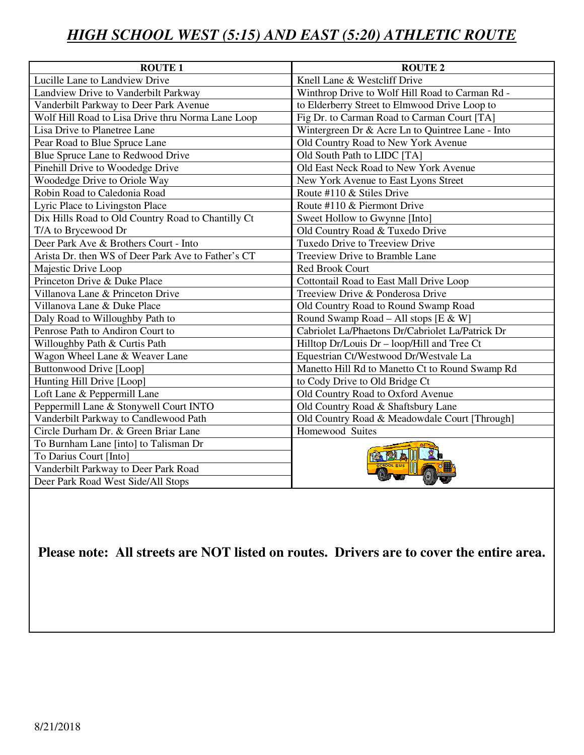# *HIGH SCHOOL WEST (5:15) AND EAST (5:20) ATHLETIC ROUTE*

| ROUTE 1 | ROUTE 2 |
|---|---|
| Lucille Lane to Landview Drive | Knell Lane & Westcliff Drive |
| Landview Drive to Vanderbilt Parkway | Winthrop Drive to Wolf Hill Road to Carman Rd - |
| Vanderbilt Parkway to Deer Park Avenue | to Elderberry Street to Elmwood Drive Loop to |
| Wolf Hill Road to Lisa Drive thru Norma Lane Loop | Fig Dr. to Carman Road to Carman Court [TA] |
| Lisa Drive to Planetree Lane | Wintergreen Dr & Acre Ln to Quintree Lane - Into |
| Pear Road to Blue Spruce Lane | Old Country Road to New York Avenue |
| Blue Spruce Lane to Redwood Drive | Old South Path to LIDC [TA] |
| Pinehill Drive to Woodedge Drive | Old East Neck Road to New York Avenue |
| Woodedge Drive to Oriole Way | New York Avenue to East Lyons Street |
| Robin Road to Caledonia Road | Route #110 & Stiles Drive |
| Lyric Place to Livingston Place | Route #110 & Piermont Drive |
| Dix Hills Road to Old Country Road to Chantilly Ct | Sweet Hollow to Gwynne [Into] |
| T/A to Brycewood Dr | Old Country Road & Tuxedo Drive |
| Deer Park Ave & Brothers Court - Into | Tuxedo Drive to Treeview Drive |
| Arista Dr. then WS of Deer Park Ave to Father's CT | Treeview Drive to Bramble Lane |
| Majestic Drive Loop | Red Brook Court |
| Princeton Drive & Duke Place | Cottontail Road to East Mall Drive Loop |
| Villanova Lane & Princeton Drive | Treeview Drive & Ponderosa Drive |
| Villanova Lane & Duke Place | Old Country Road to Round Swamp Road |
| Daly Road to Willoughby Path to | Round Swamp Road – All stops [E & W] |
| Penrose Path to Andiron Court to | Cabriolet La/Phaetons Dr/Cabriolet La/Patrick Dr |
| Willoughby Path & Curtis Path | Hilltop Dr/Louis Dr – loop/Hill and Tree Ct |
| Wagon Wheel Lane & Weaver Lane | Equestrian Ct/Westwood Dr/Westvale La |
| Buttonwood Drive [Loop] | Manetto Hill Rd to Manetto Ct to Round Swamp Rd |
| Hunting Hill Drive [Loop] | to Cody Drive to Old Bridge Ct |
| Loft Lane & Peppermill Lane | Old Country Road to Oxford Avenue |
| Peppermill Lane & Stonywell Court INTO | Old Country Road & Shaftsbury Lane |
| Vanderbilt Parkway to Candlewood Path | Old Country Road & Meadowdale Court [Through] |
| Circle Durham Dr. & Green Briar Lane | Homewood Suites |
| To Burnham Lane [into] to Talisman Dr | |
| To Darius Court [Into] | |
| Vanderbilt Parkway to Deer Park Road | |
| Deer Park Road West Side/All Stops | |

**Please note: All streets are NOT listed on routes. Drivers are to cover the entire area.**

8/21/2018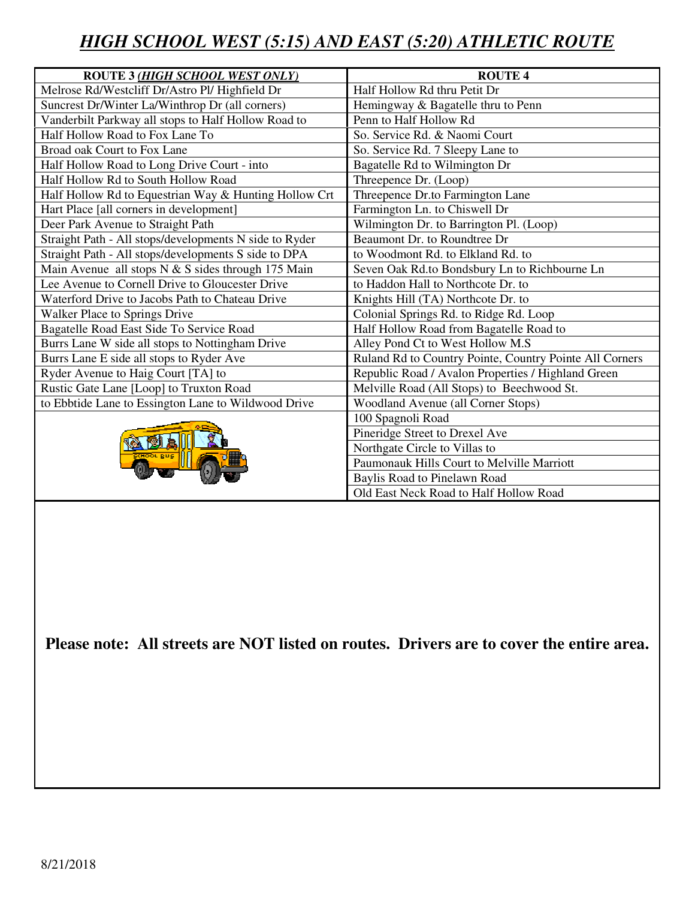# *HIGH SCHOOL WEST (5:15) AND EAST (5:20) ATHLETIC ROUTE*

| ROUTE 3 *(HIGH SCHOOL WEST ONLY)* | ROUTE 4 |
|---|---|
| Melrose Rd/Westcliff Dr/Astro Pl/ Highfield Dr | Half Hollow Rd thru Petit Dr |
| Suncrest Dr/Winter La/Winthrop Dr (all corners) | Hemingway & Bagatelle thru to Penn |
| Vanderbilt Parkway all stops to Half Hollow Road to | Penn to Half Hollow Rd |
| Half Hollow Road to Fox Lane To | So. Service Rd. & Naomi Court |
| Broad oak Court to Fox Lane | So. Service Rd. 7 Sleepy Lane to |
| Half Hollow Road to Long Drive Court - into | Bagatelle Rd to Wilmington Dr |
| Half Hollow Rd to South Hollow Road | Threepence Dr. (Loop) |
| Half Hollow Rd to Equestrian Way & Hunting Hollow Crt | Threepence Dr.to Farmington Lane |
| Hart Place [all corners in development] | Farmington Ln. to Chiswell Dr |
| Deer Park Avenue to Straight Path | Wilmington Dr. to Barrington Pl. (Loop) |
| Straight Path - All stops/developments N side to Ryder | Beaumont Dr. to Roundtree Dr |
| Straight Path - All stops/developments S side to DPA | to Woodmont Rd. to Elkland Rd. to |
| Main Avenue all stops N & S sides through 175 Main | Seven Oak Rd.to Bondsbury Ln to Richbourne Ln |
| Lee Avenue to Cornell Drive to Gloucester Drive | to Haddon Hall to Northcote Dr. to |
| Waterford Drive to Jacobs Path to Chateau Drive | Knights Hill (TA) Northcote Dr. to |
| Walker Place to Springs Drive | Colonial Springs Rd. to Ridge Rd. Loop |
| Bagatelle Road East Side To Service Road | Half Hollow Road from Bagatelle Road to |
| Burrs Lane W side all stops to Nottingham Drive | Alley Pond Ct to West Hollow M.S |
| Burrs Lane E side all stops to Ryder Ave | Ruland Rd to Country Pointe, Country Pointe All Corners |
| Ryder Avenue to Haig Court [TA] to | Republic Road / Avalon Properties / Highland Green |
| Rustic Gate Lane [Loop] to Truxton Road | Melville Road (All Stops) to Beechwood St. |
| to Ebbtide Lane to Essington Lane to Wildwood Drive | Woodland Avenue (all Corner Stops) |
| | 100 Spagnoli Road |
| | Pineridge Street to Drexel Ave |
| | Northgate Circle to Villas to |
| | Paumonauk Hills Court to Melville Marriott |
| | Baylis Road to Pinelawn Road |
| | Old East Neck Road to Half Hollow Road |

**Please note: All streets are NOT listed on routes. Drivers are to cover the entire area.**

8/21/2018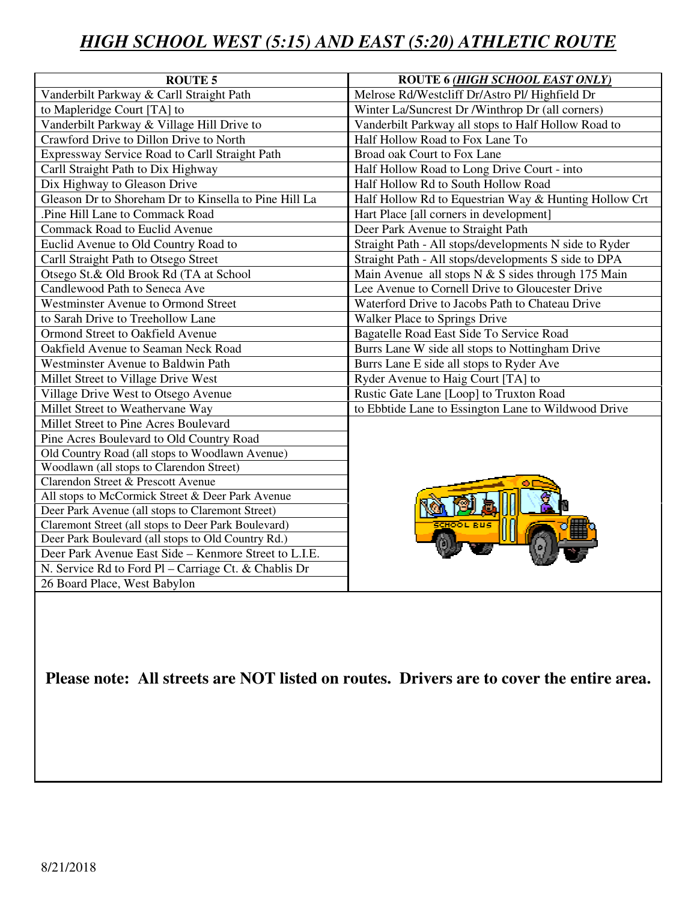## *HIGH SCHOOL WEST (5:15) AND EAST (5:20) ATHLETIC ROUTE*

| ROUTE 5 | ROUTE 6 *(HIGH SCHOOL EAST ONLY)* |
|---|---|
| Vanderbilt Parkway & Carll Straight Path | Melrose Rd/Westcliff Dr/Astro Pl/ Highfield Dr |
| to Mapleridge Court [TA] to | Winter La/Suncrest Dr /Winthrop Dr (all corners) |
| Vanderbilt Parkway & Village Hill Drive to | Vanderbilt Parkway all stops to Half Hollow Road to |
| Crawford Drive to Dillon Drive to North | Half Hollow Road to Fox Lane To |
| Expressway Service Road to Carll Straight Path | Broad oak Court to Fox Lane |
| Carll Straight Path to Dix Highway | Half Hollow Road to Long Drive Court - into |
| Dix Highway to Gleason Drive | Half Hollow Rd to South Hollow Road |
| Gleason Dr to Shoreham Dr to Kinsella to Pine Hill La | Half Hollow Rd to Equestrian Way & Hunting Hollow Crt |
| .Pine Hill Lane to Commack Road | Hart Place [all corners in development] |
| Commack Road to Euclid Avenue | Deer Park Avenue to Straight Path |
| Euclid Avenue to Old Country Road to | Straight Path - All stops/developments N side to Ryder |
| Carll Straight Path to Otsego Street | Straight Path - All stops/developments S side to DPA |
| Otsego St.& Old Brook Rd (TA at School | Main Avenue all stops N & S sides through 175 Main |
| Candlewood Path to Seneca Ave | Lee Avenue to Cornell Drive to Gloucester Drive |
| Westminster Avenue to Ormond Street | Waterford Drive to Jacobs Path to Chateau Drive |
| to Sarah Drive to Treehollow Lane | Walker Place to Springs Drive |
| Ormond Street to Oakfield Avenue | Bagatelle Road East Side To Service Road |
| Oakfield Avenue to Seaman Neck Road | Burrs Lane W side all stops to Nottingham Drive |
| Westminster Avenue to Baldwin Path | Burrs Lane E side all stops to Ryder Ave |
| Millet Street to Village Drive West | Ryder Avenue to Haig Court [TA] to |
| Village Drive West to Otsego Avenue | Rustic Gate Lane [Loop] to Truxton Road |
| Millet Street to Weathervane Way | to Ebbtide Lane to Essington Lane to Wildwood Drive |
| Millet Street to Pine Acres Boulevard | |
| Pine Acres Boulevard to Old Country Road | |
| Old Country Road (all stops to Woodlawn Avenue) | |
| Woodlawn (all stops to Clarendon Street) | |
| Clarendon Street & Prescott Avenue | |
| All stops to McCormick Street & Deer Park Avenue | |
| Deer Park Avenue (all stops to Claremont Street) | |
| Claremont Street (all stops to Deer Park Boulevard) | |
| Deer Park Boulevard (all stops to Old Country Rd.) | |
| Deer Park Avenue East Side – Kenmore Street to L.I.E. | |
| N. Service Rd to Ford Pl – Carriage Ct. & Chablis Dr | |
| 26 Board Place, West Babylon | |

**Please note: All streets are NOT listed on routes. Drivers are to cover the entire area.**

8/21/2018